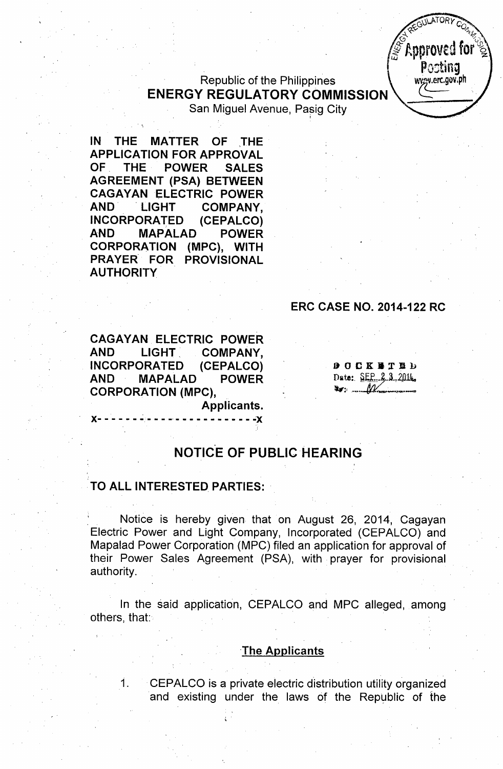Republic of the Philippines
**ENERGY REGULATORY COMMISSION**
San Miguel Avenue, Pasig City

**IN THE MATTER OF THE APPLICATION FOR APPROVAL OF THE POWER SALES AGREEMENT (PSA) BETWEEN CAGAYAN ELECTRIC POWER AND LIGHT COMPANY, INCORPORATED (CEPALCO) AND MAPALAD POWER CORPORATION (MPC), WITH PRAYER FOR PROVISIONAL AUTHORITY**

**ERC CASE NO. 2014-122 RC**

**CAGAYAN ELECTRIC POWER AND LIGHT COMPANY, INCORPORATED (CEPALCO) AND MAPALAD POWER CORPORATION (MPC),**
**Applicants.**
**x- - - - - - - - - - - - - - - - - - - - - -x**

DOCKETED
Date: SEP. 23 2014

## NOTICE OF PUBLIC HEARING

**TO ALL INTERESTED PARTIES:**

Notice is hereby given that on August 26, 2014, Cagayan Electric Power and Light Company, Incorporated (CEPALCO) and Mapalad Power Corporation (MPC) filed an application for approval of their Power Sales Agreement (PSA), with prayer for provisional authority.

In the said application, CEPALCO and MPC alleged, among others, that:

### The Applicants

1. CEPALCO is a private electric distribution utility organized and existing under the laws of the Republic of the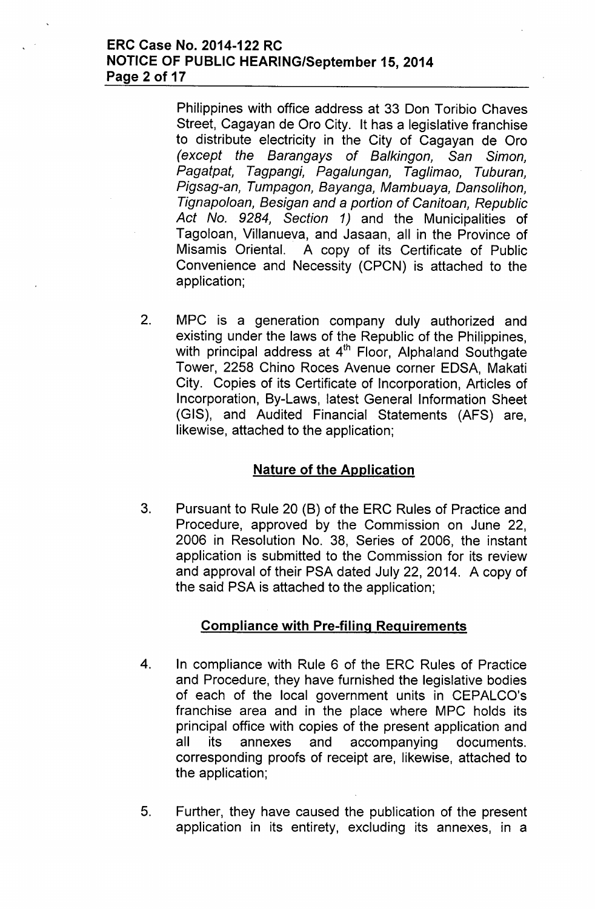Philippines with office address at 33 Don Toribio Chaves Street, Cagayan de Oro City. It has a legislative franchise to distribute electricity in the City of Cagayan de Oro *(except the Barangays of Balkingon, San Simon, Pagatpat, Tagpangi, Pagalungan, Taglimao, Tuburan, Pigsag-an, Tumpagon, Bayanga, Mambuaya, Dansolihon, Tignapoloan, Besigan and a portion of Canitoan, Republic Act No. 9284, Section 1)* and the Municipalities of Tagoloan, Villanueva, and Jasaan, all in the Province of Misamis Oriental. A copy of its Certificate of Public Convenience and Necessity (CPCN) is attached to the application;

2. MPC is a generation company duly authorized and existing under the laws of the Republic of the Philippines, with principal address at 4th Floor, Alphaland Southgate Tower, 2258 Chino Roces Avenue corner EDSA, Makati City. Copies of its Certificate of Incorporation, Articles of Incorporation, By-Laws, latest General Information Sheet (GIS), and Audited Financial Statements (AFS) are, likewise, attached to the application;

## Nature of the Application

3. Pursuant to Rule 20 (B) of the ERC Rules of Practice and Procedure, approved by the Commission on June 22, 2006 in Resolution No. 38, Series of 2006, the instant application is submitted to the Commission for its review and approval of their PSA dated July 22, 2014. A copy of the said PSA is attached to the application;

## Compliance with Pre-filing Requirements

4. In compliance with Rule 6 of the ERC Rules of Practice and Procedure, they have furnished the legislative bodies of each of the local government units in CEPALCO's franchise area and in the place where MPC holds its principal office with copies of the present application and all its annexes and accompanying documents. corresponding proofs of receipt are, likewise, attached to the application;

5. Further, they have caused the publication of the present application in its entirety, excluding its annexes, in a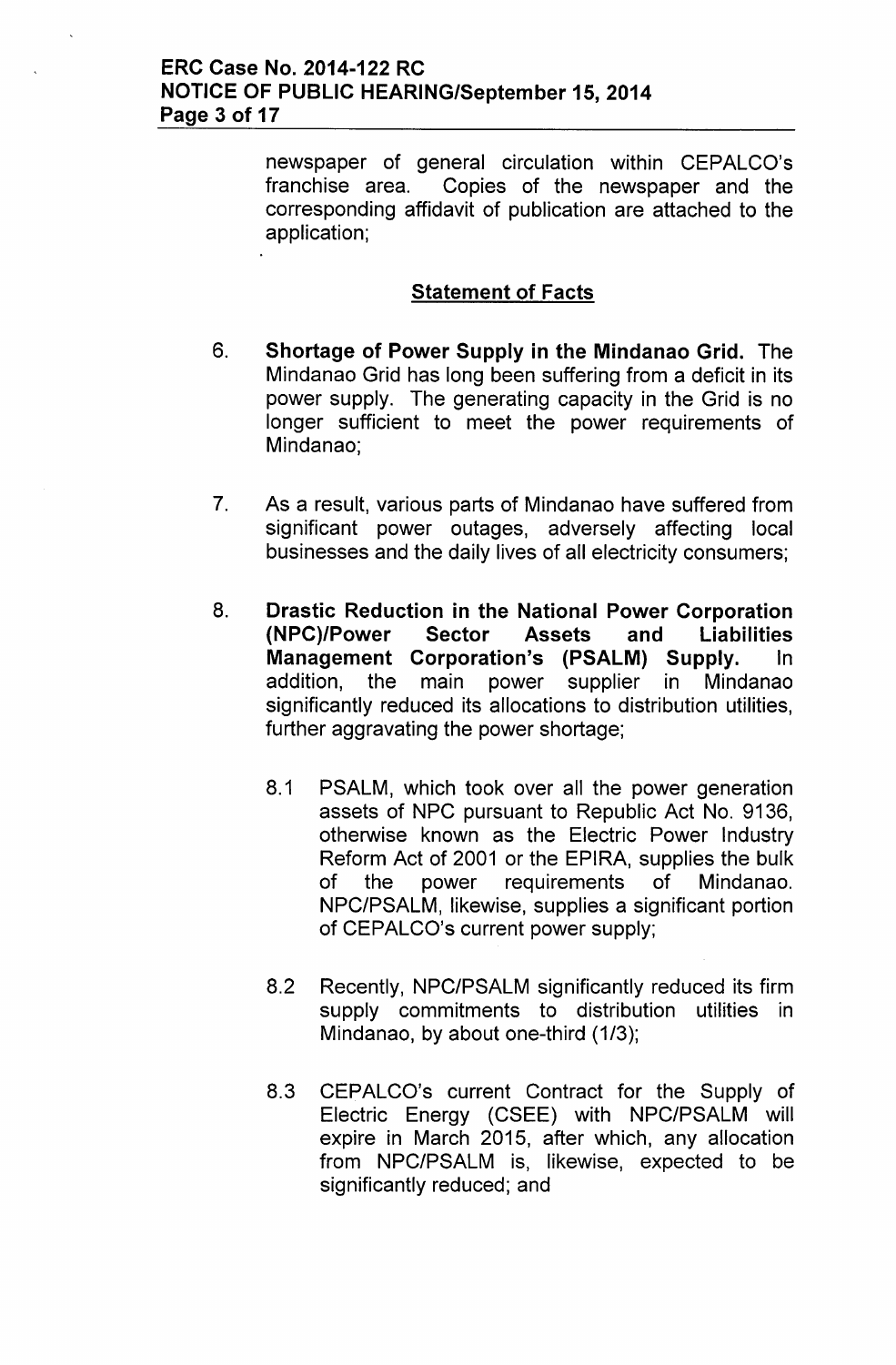newspaper of general circulation within CEPALCO's franchise area. Copies of the newspaper and the corresponding affidavit of publication are attached to the application;

## Statement of Facts

6. **Shortage of Power Supply in the Mindanao Grid.** The Mindanao Grid has long been suffering from a deficit in its power supply. The generating capacity in the Grid is no longer sufficient to meet the power requirements of Mindanao;

7. As a result, various parts of Mindanao have suffered from significant power outages, adversely affecting local businesses and the daily lives of all electricity consumers;

8. **Drastic Reduction in the National Power Corporation (NPC)/Power Sector Assets and Liabilities Management Corporation's (PSALM) Supply.** In addition, the main power supplier in Mindanao significantly reduced its allocations to distribution utilities, further aggravating the power shortage;

   8.1 PSALM, which took over all the power generation assets of NPC pursuant to Republic Act No. 9136, otherwise known as the Electric Power Industry Reform Act of 2001 or the EPIRA, supplies the bulk of the power requirements of Mindanao. NPC/PSALM, likewise, supplies a significant portion of CEPALCO's current power supply;

   8.2 Recently, NPC/PSALM significantly reduced its firm supply commitments to distribution utilities in Mindanao, by about one-third (1/3);

   8.3 CEPALCO's current Contract for the Supply of Electric Energy (CSEE) with NPC/PSALM will expire in March 2015, after which, any allocation from NPC/PSALM is, likewise, expected to be significantly reduced; and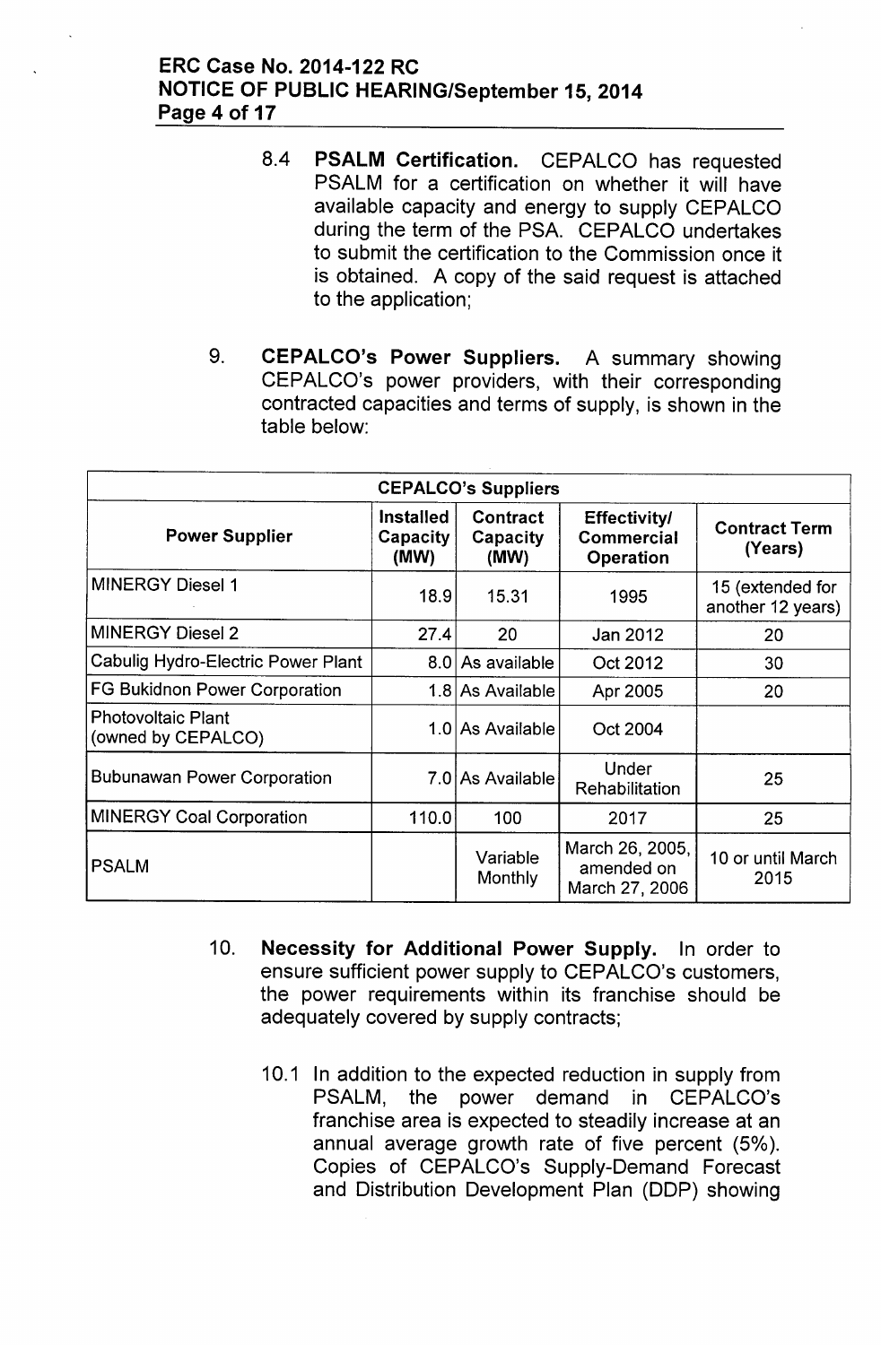8.4 **PSALM Certification.** CEPALCO has requested PSALM for a certification on whether it will have available capacity and energy to supply CEPALCO during the term of the PSA. CEPALCO undertakes to submit the certification to the Commission once it is obtained. A copy of the said request is attached to the application;

9. **CEPALCO's Power Suppliers.** A summary showing CEPALCO's power providers, with their corresponding contracted capacities and terms of supply, is shown in the table below:

| CEPALCO's Suppliers | | | | |
|---|---|---|---|---|
| **Power Supplier** | **Installed Capacity (MW)** | **Contract Capacity (MW)** | **Effectivity/ Commercial Operation** | **Contract Term (Years)** |
| MINERGY Diesel 1 | 18.9 | 15.31 | 1995 | 15 (extended for another 12 years) |
| MINERGY Diesel 2 | 27.4 | 20 | Jan 2012 | 20 |
| Cabulig Hydro-Electric Power Plant | 8.0 | As available | Oct 2012 | 30 |
| FG Bukidnon Power Corporation | 1.8 | As Available | Apr 2005 | 20 |
| Photovoltaic Plant (owned by CEPALCO) | 1.0 | As Available | Oct 2004 | |
| Bubunawan Power Corporation | 7.0 | As Available | Under Rehabilitation | 25 |
| MINERGY Coal Corporation | 110.0 | 100 | 2017 | 25 |
| PSALM | | Variable Monthly | March 26, 2005, amended on March 27, 2006 | 10 or until March 2015 |

10. **Necessity for Additional Power Supply.** In order to ensure sufficient power supply to CEPALCO's customers, the power requirements within its franchise should be adequately covered by supply contracts;

10.1 In addition to the expected reduction in supply from PSALM, the power demand in CEPALCO's franchise area is expected to steadily increase at an annual average growth rate of five percent (5%). Copies of CEPALCO's Supply-Demand Forecast and Distribution Development Plan (DDP) showing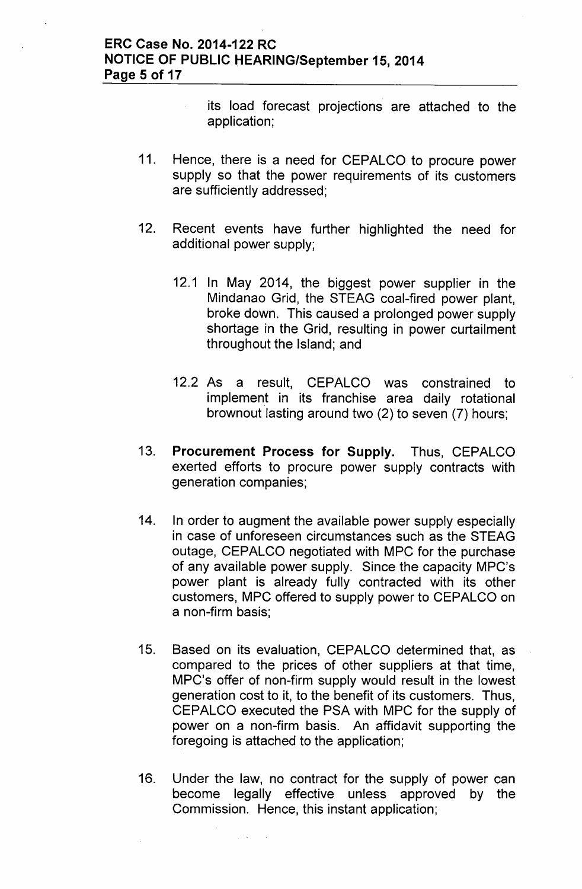its load forecast projections are attached to the application;

11. Hence, there is a need for CEPALCO to procure power supply so that the power requirements of its customers are sufficiently addressed;

12. Recent events have further highlighted the need for additional power supply;

    12.1 In May 2014, the biggest power supplier in the Mindanao Grid, the STEAG coal-fired power plant, broke down. This caused a prolonged power supply shortage in the Grid, resulting in power curtailment throughout the Island; and

    12.2 As a result, CEPALCO was constrained to implement in its franchise area daily rotational brownout lasting around two (2) to seven (7) hours;

13. **Procurement Process for Supply.** Thus, CEPALCO exerted efforts to procure power supply contracts with generation companies;

14. In order to augment the available power supply especially in case of unforeseen circumstances such as the STEAG outage, CEPALCO negotiated with MPC for the purchase of any available power supply. Since the capacity MPC's power plant is already fully contracted with its other customers, MPC offered to supply power to CEPALCO on a non-firm basis;

15. Based on its evaluation, CEPALCO determined that, as compared to the prices of other suppliers at that time, MPC's offer of non-firm supply would result in the lowest generation cost to it, to the benefit of its customers. Thus, CEPALCO executed the PSA with MPC for the supply of power on a non-firm basis. An affidavit supporting the foregoing is attached to the application;

16. Under the law, no contract for the supply of power can become legally effective unless approved by the Commission. Hence, this instant application;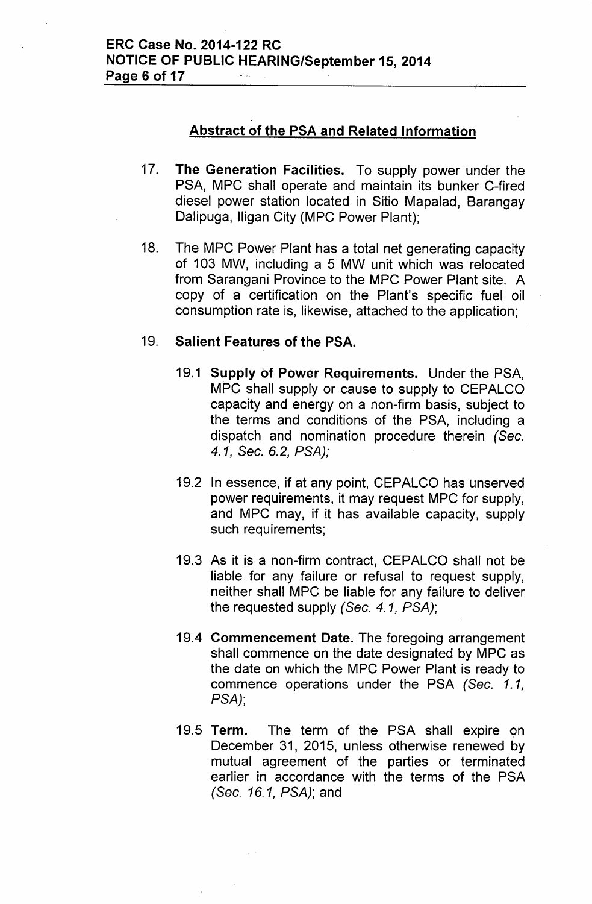## Abstract of the PSA and Related Information

17. **The Generation Facilities.** To supply power under the PSA, MPC shall operate and maintain its bunker C-fired diesel power station located in Sitio Mapalad, Barangay Dalipuga, Iligan City (MPC Power Plant);

18. The MPC Power Plant has a total net generating capacity of 103 MW, including a 5 MW unit which was relocated from Sarangani Province to the MPC Power Plant site. A copy of a certification on the Plant's specific fuel oil consumption rate is, likewise, attached to the application;

19. **Salient Features of the PSA.**

    19.1 **Supply of Power Requirements.** Under the PSA, MPC shall supply or cause to supply to CEPALCO capacity and energy on a non-firm basis, subject to the terms and conditions of the PSA, including a dispatch and nomination procedure therein *(Sec. 4.1, Sec. 6.2, PSA);*

    19.2 In essence, if at any point, CEPALCO has unserved power requirements, it may request MPC for supply, and MPC may, if it has available capacity, supply such requirements;

    19.3 As it is a non-firm contract, CEPALCO shall not be liable for any failure or refusal to request supply, neither shall MPC be liable for any failure to deliver the requested supply *(Sec. 4.1, PSA)*;

    19.4 **Commencement Date.** The foregoing arrangement shall commence on the date designated by MPC as the date on which the MPC Power Plant is ready to commence operations under the PSA *(Sec. 1.1, PSA)*;

    19.5 **Term.** The term of the PSA shall expire on December 31, 2015, unless otherwise renewed by mutual agreement of the parties or terminated earlier in accordance with the terms of the PSA *(Sec. 16.1, PSA)*; and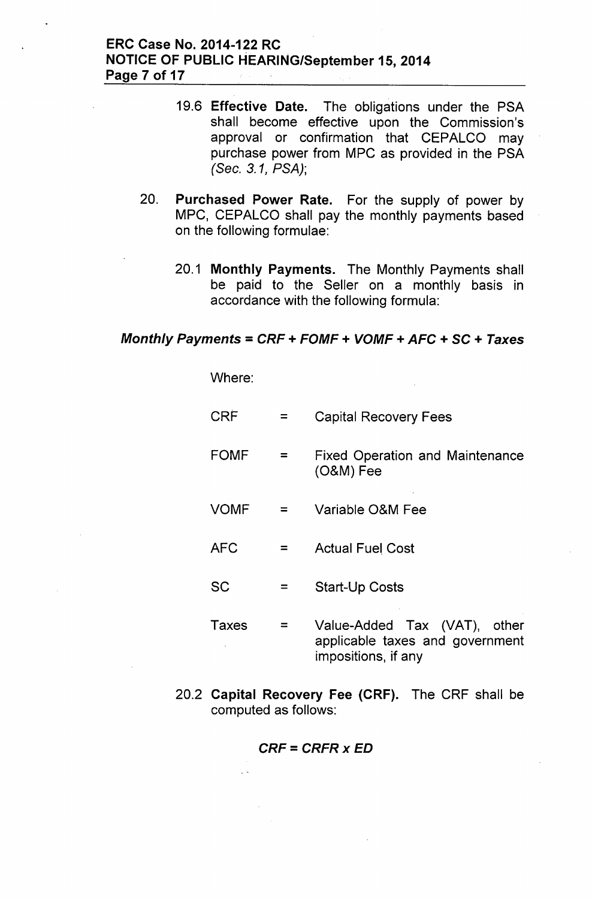19.6 **Effective Date.** The obligations under the PSA shall become effective upon the Commission's approval or confirmation that CEPALCO may purchase power from MPC as provided in the PSA *(Sec. 3.1, PSA)*;

20. **Purchased Power Rate.** For the supply of power by MPC, CEPALCO shall pay the monthly payments based on the following formulae:

    20.1 **Monthly Payments.** The Monthly Payments shall be paid to the Seller on a monthly basis in accordance with the following formula:

***Monthly Payments = CRF + FOMF + VOMF + AFC + SC + Taxes***

Where:

| | | |
|---|---|---|
| CRF | = | Capital Recovery Fees |
| FOMF | = | Fixed Operation and Maintenance (O&M) Fee |
| VOMF | = | Variable O&M Fee |
| AFC | = | Actual Fuel Cost |
| SC | = | Start-Up Costs |
| Taxes | = | Value-Added Tax (VAT), other applicable taxes and government impositions, if any |

20.2 **Capital Recovery Fee (CRF).** The CRF shall be computed as follows:

***CRF = CRFR x ED***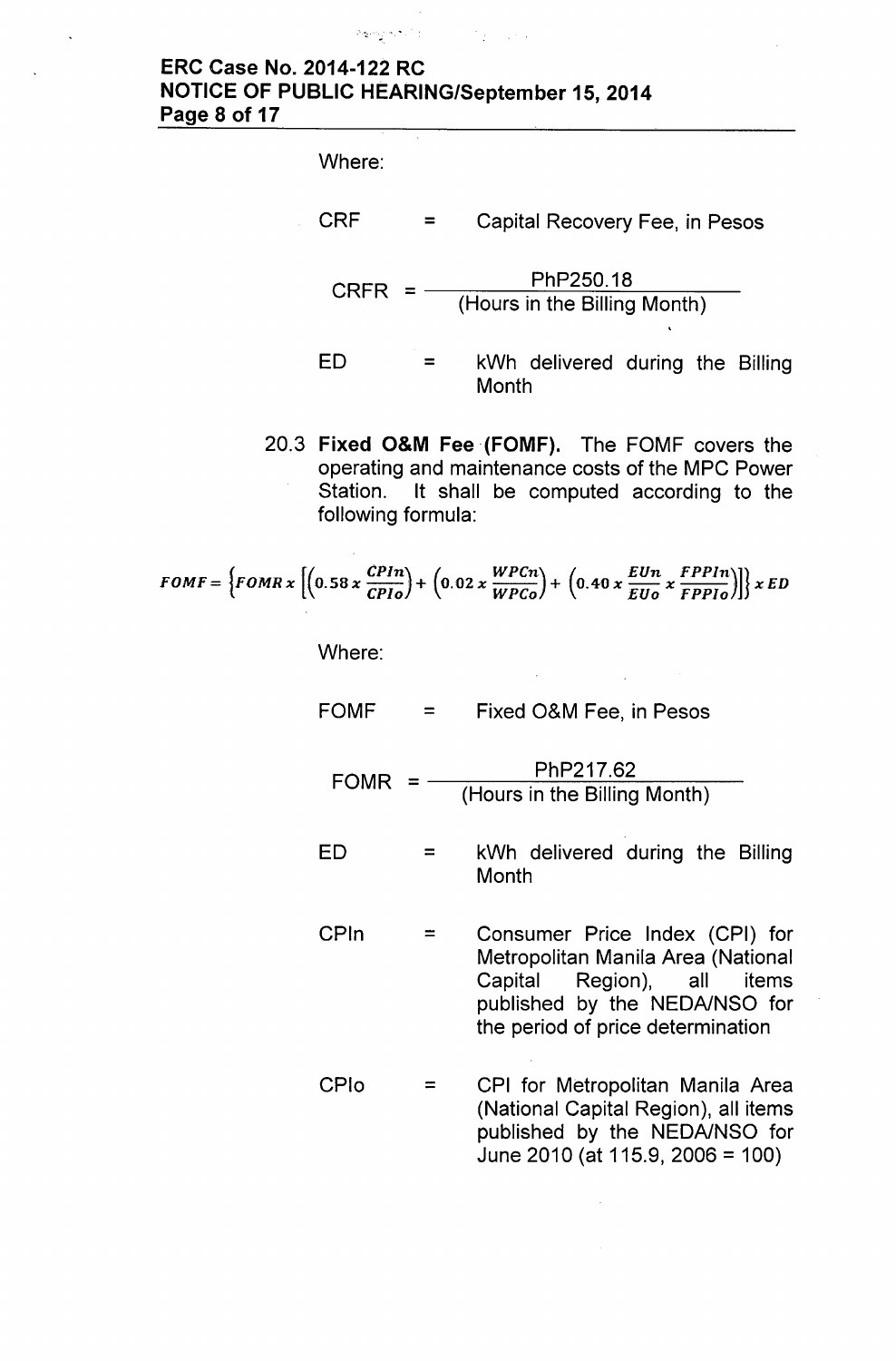Where:

CRF = Capital Recovery Fee, in Pesos

$$CRFR = \frac{PhP250.18}{(\text{Hours in the Billing Month})}$$

ED = kWh delivered during the Billing Month

20.3 **Fixed O&M Fee (FOMF).** The FOMF covers the operating and maintenance costs of the MPC Power Station. It shall be computed according to the following formula:

$$FOMF = \left\{FOMR \, x \left[\left(0.58 \, x \, \frac{CPIn}{CPIo}\right) + \left(0.02 \, x \, \frac{WPCn}{WPCo}\right) + \left(0.40 \, x \, \frac{EUn}{EUo} \, x \, \frac{FPPIn}{FPPIo}\right)\right]\right\} x \, ED$$

Where:

FOMF = Fixed O&M Fee, in Pesos

$$FOMR = \frac{PhP217.62}{(\text{Hours in the Billing Month})}$$

ED = kWh delivered during the Billing Month

CPIn = Consumer Price Index (CPI) for Metropolitan Manila Area (National Capital Region), all items published by the NEDA/NSO for the period of price determination

CPIo = CPI for Metropolitan Manila Area (National Capital Region), all items published by the NEDA/NSO for June 2010 (at 115.9, 2006 = 100)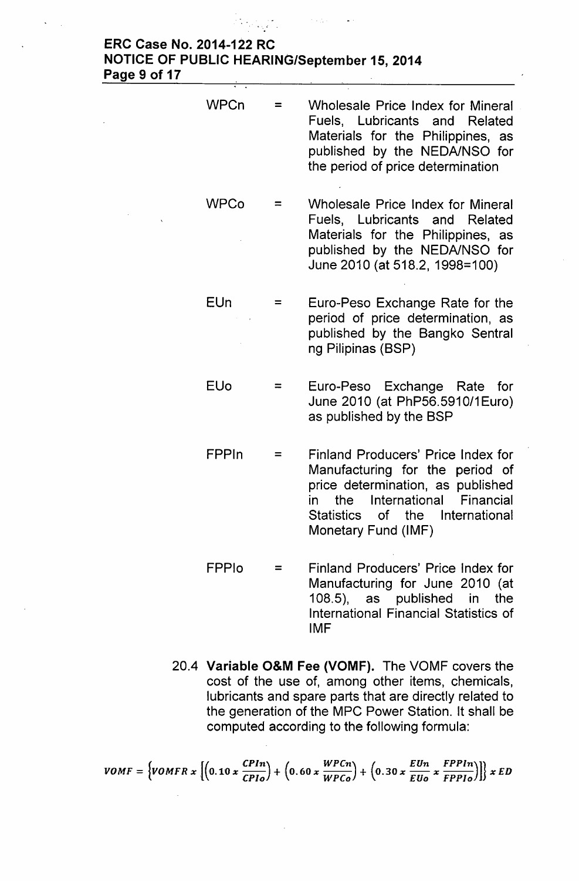| | | |
|---|---|---|
| WPCn | = | Wholesale Price Index for Mineral Fuels, Lubricants and Related Materials for the Philippines, as published by the NEDA/NSO for the period of price determination |
| WPCo | = | Wholesale Price Index for Mineral Fuels, Lubricants and Related Materials for the Philippines, as published by the NEDA/NSO for June 2010 (at 518.2, 1998=100) |
| EUn | = | Euro-Peso Exchange Rate for the period of price determination, as published by the Bangko Sentral ng Pilipinas (BSP) |
| EUo | = | Euro-Peso Exchange Rate for June 2010 (at PhP56.5910/1Euro) as published by the BSP |
| FPPIn | = | Finland Producers' Price Index for Manufacturing for the period of price determination, as published in the International Financial Statistics of the International Monetary Fund (IMF) |
| FPPIo | = | Finland Producers' Price Index for Manufacturing for June 2010 (at 108.5), as published in the International Financial Statistics of IMF |

20.4 **Variable O&M Fee (VOMF).** The VOMF covers the cost of the use of, among other items, chemicals, lubricants and spare parts that are directly related to the generation of the MPC Power Station. It shall be computed according to the following formula:

$$VOMF = \left\{VOMFR \; x \left[\left(0.10 \; x \; \frac{CPIn}{CPIo}\right) + \left(0.60 \; x \; \frac{WPCn}{WPCo}\right) + \left(0.30 \; x \; \frac{EUn}{EUo} \; x \; \frac{FPPIn}{FPPIo}\right)\right]\right\} x \; ED$$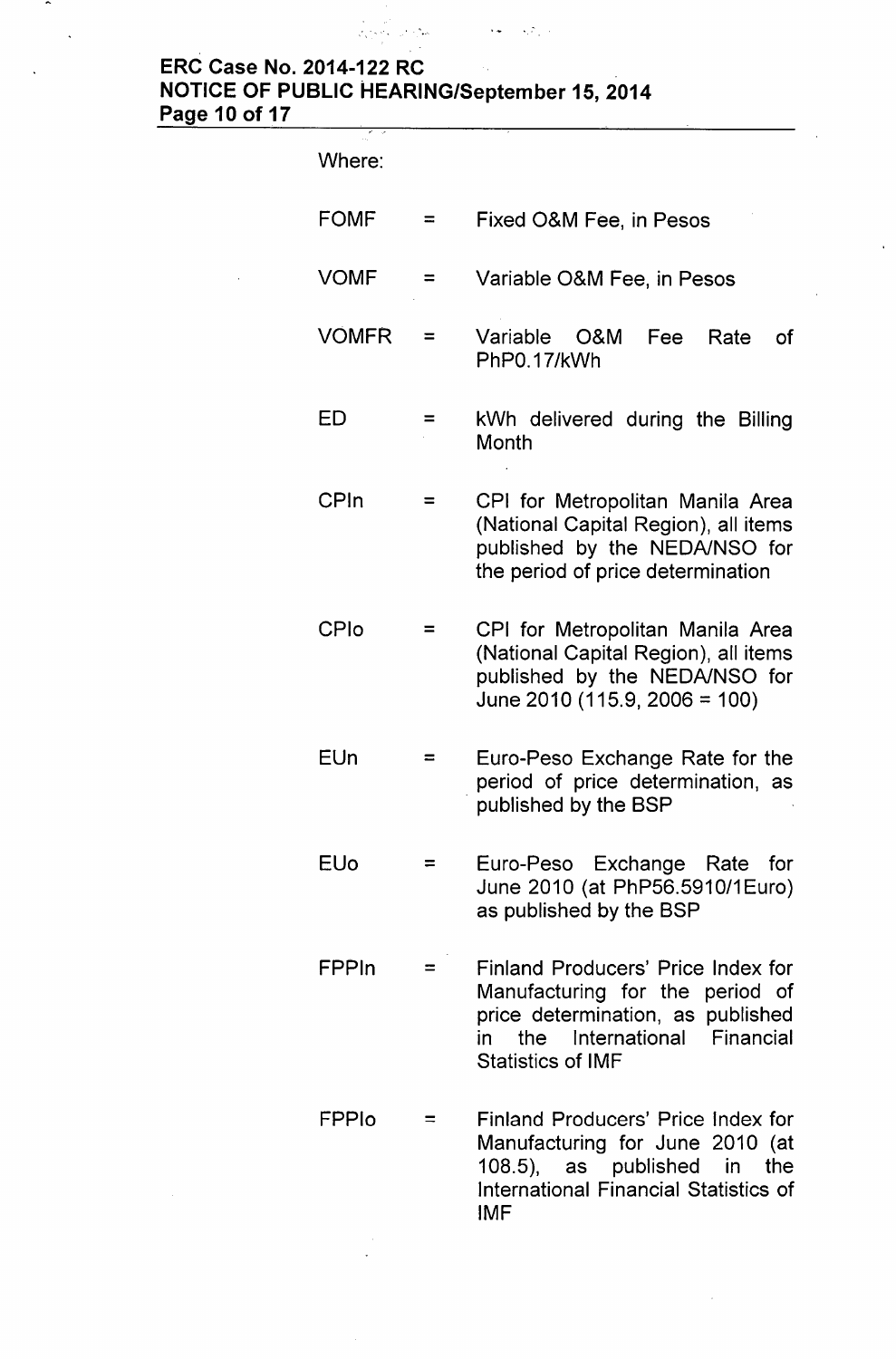Where:

| | | |
|---|---|---|
| FOMF | = | Fixed O&M Fee, in Pesos |
| VOMF | = | Variable O&M Fee, in Pesos |
| VOMFR | = | Variable O&M Fee Rate of PhP0.17/kWh |
| ED | = | kWh delivered during the Billing Month |
| CPIn | = | CPI for Metropolitan Manila Area (National Capital Region), all items published by the NEDA/NSO for the period of price determination |
| CPIo | = | CPI for Metropolitan Manila Area (National Capital Region), all items published by the NEDA/NSO for June 2010 (115.9, 2006 = 100) |
| EUn | = | Euro-Peso Exchange Rate for the period of price determination, as published by the BSP |
| EUo | = | Euro-Peso Exchange Rate for June 2010 (at PhP56.5910/1Euro) as published by the BSP |
| FPPIn | = | Finland Producers' Price Index for Manufacturing for the period of price determination, as published in the International Financial Statistics of IMF |
| FPPIo | = | Finland Producers' Price Index for Manufacturing for June 2010 (at 108.5), as published in the International Financial Statistics of IMF |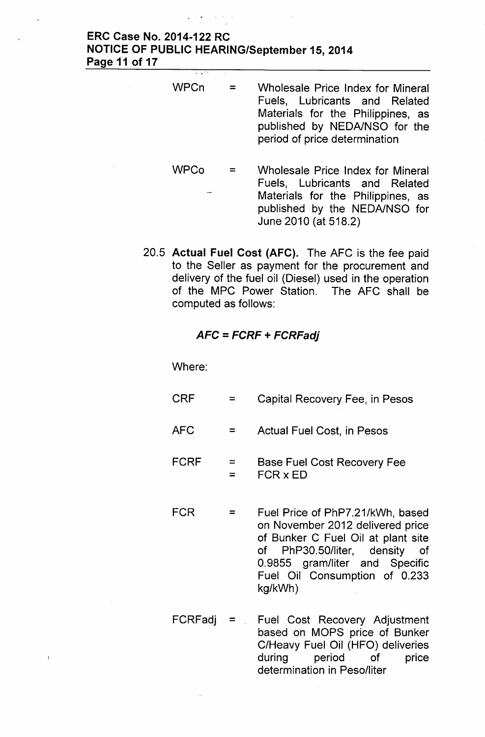WPCn = Wholesale Price Index for Mineral Fuels, Lubricants and Related Materials for the Philippines, as published by NEDA/NSO for the period of price determination

WPCo = Wholesale Price Index for Mineral Fuels, Lubricants and Related Materials for the Philippines, as published by the NEDA/NSO for June 2010 (at 518.2)

20.5 **Actual Fuel Cost (AFC).** The AFC is the fee paid to the Seller as payment for the procurement and delivery of the fuel oil (Diesel) used in the operation of the MPC Power Station. The AFC shall be computed as follows:

***AFC = FCRF + FCRFadj***

Where:

CRF = Capital Recovery Fee, in Pesos

AFC = Actual Fuel Cost, in Pesos

FCRF = Base Fuel Cost Recovery Fee
= FCR x ED

FCR = Fuel Price of PhP7.21/kWh, based on November 2012 delivered price of Bunker C Fuel Oil at plant site of PhP30.50/liter, density of 0.9855 gram/liter and Specific Fuel Oil Consumption of 0.233 kg/kWh)

FCRFadj = Fuel Cost Recovery Adjustment based on MOPS price of Bunker C/Heavy Fuel Oil (HFO) deliveries during period of price determination in Peso/liter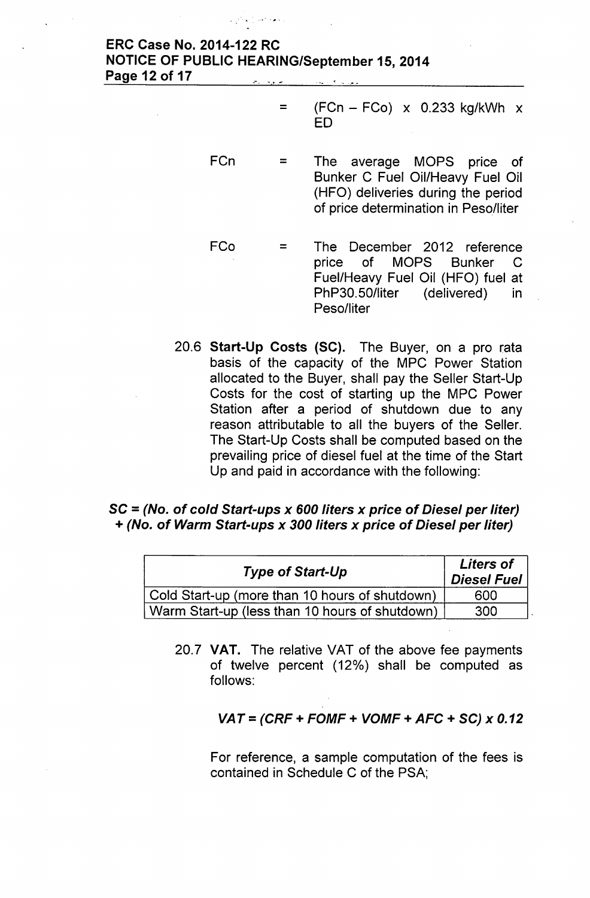= $(FCn - FCo) \times 0.233$ kg/kWh x ED

FCn = The average MOPS price of Bunker C Fuel Oil/Heavy Fuel Oil (HFO) deliveries during the period of price determination in Peso/liter

FCo = The December 2012 reference price of MOPS Bunker C Fuel/Heavy Fuel Oil (HFO) fuel at PhP30.50/liter (delivered) in Peso/liter

20.6 **Start-Up Costs (SC).** The Buyer, on a pro rata basis of the capacity of the MPC Power Station allocated to the Buyer, shall pay the Seller Start-Up Costs for the cost of starting up the MPC Power Station after a period of shutdown due to any reason attributable to all the buyers of the Seller. The Start-Up Costs shall be computed based on the prevailing price of diesel fuel at the time of the Start Up and paid in accordance with the following:

***SC = (No. of cold Start-ups x 600 liters x price of Diesel per liter) + (No. of Warm Start-ups x 300 liters x price of Diesel per liter)***

| *Type of Start-Up* | *Liters of Diesel Fuel* |
|---|---|
| Cold Start-up (more than 10 hours of shutdown) | 600 |
| Warm Start-up (less than 10 hours of shutdown) | 300 |

20.7 **VAT.** The relative VAT of the above fee payments of twelve percent (12%) shall be computed as follows:

***VAT = (CRF + FOMF + VOMF + AFC + SC) x 0.12***

For reference, a sample computation of the fees is contained in Schedule C of the PSA;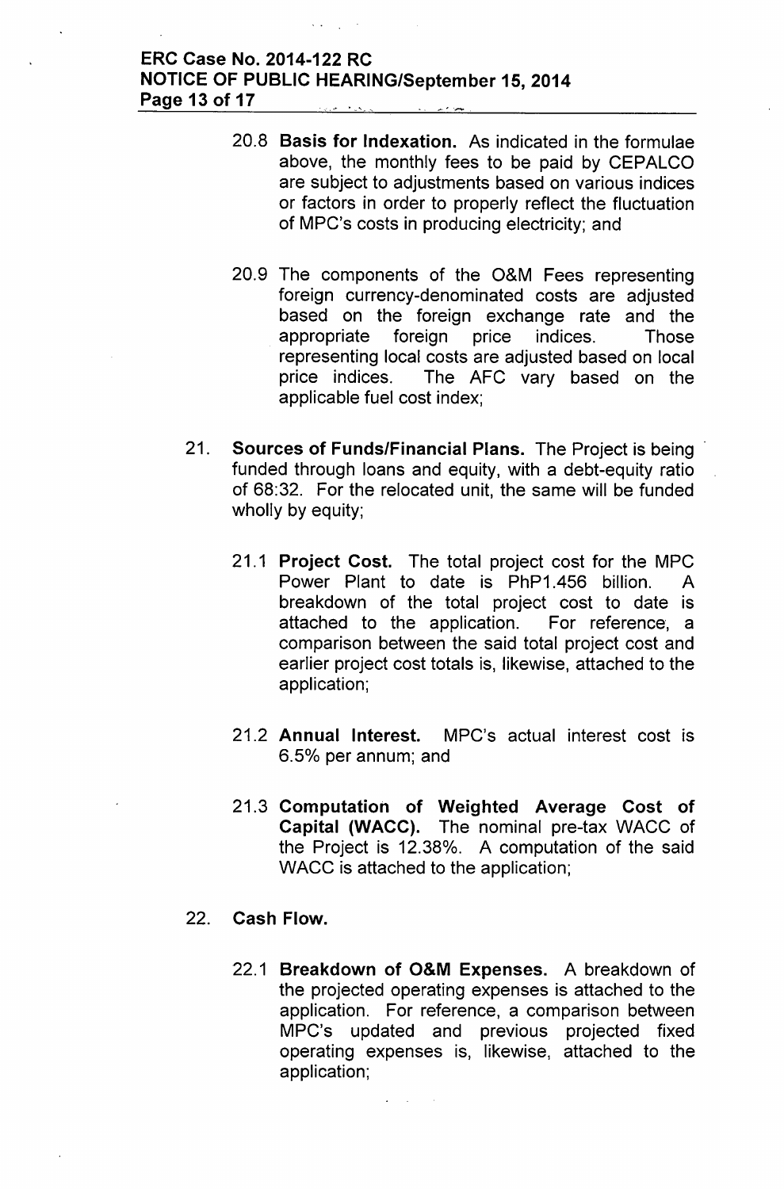20.8 **Basis for Indexation.** As indicated in the formulae above, the monthly fees to be paid by CEPALCO are subject to adjustments based on various indices or factors in order to properly reflect the fluctuation of MPC's costs in producing electricity; and

20.9 The components of the O&M Fees representing foreign currency-denominated costs are adjusted based on the foreign exchange rate and the appropriate foreign price indices. Those representing local costs are adjusted based on local price indices. The AFC vary based on the applicable fuel cost index;

21. **Sources of Funds/Financial Plans.** The Project is being funded through loans and equity, with a debt-equity ratio of 68:32. For the relocated unit, the same will be funded wholly by equity;

21.1 **Project Cost.** The total project cost for the MPC Power Plant to date is PhP1.456 billion. A breakdown of the total project cost to date is attached to the application. For reference, a comparison between the said total project cost and earlier project cost totals is, likewise, attached to the application;

21.2 **Annual Interest.** MPC's actual interest cost is 6.5% per annum; and

21.3 **Computation of Weighted Average Cost of Capital (WACC).** The nominal pre-tax WACC of the Project is 12.38%. A computation of the said WACC is attached to the application;

22. **Cash Flow.**

22.1 **Breakdown of O&M Expenses.** A breakdown of the projected operating expenses is attached to the application. For reference, a comparison between MPC's updated and previous projected fixed operating expenses is, likewise, attached to the application;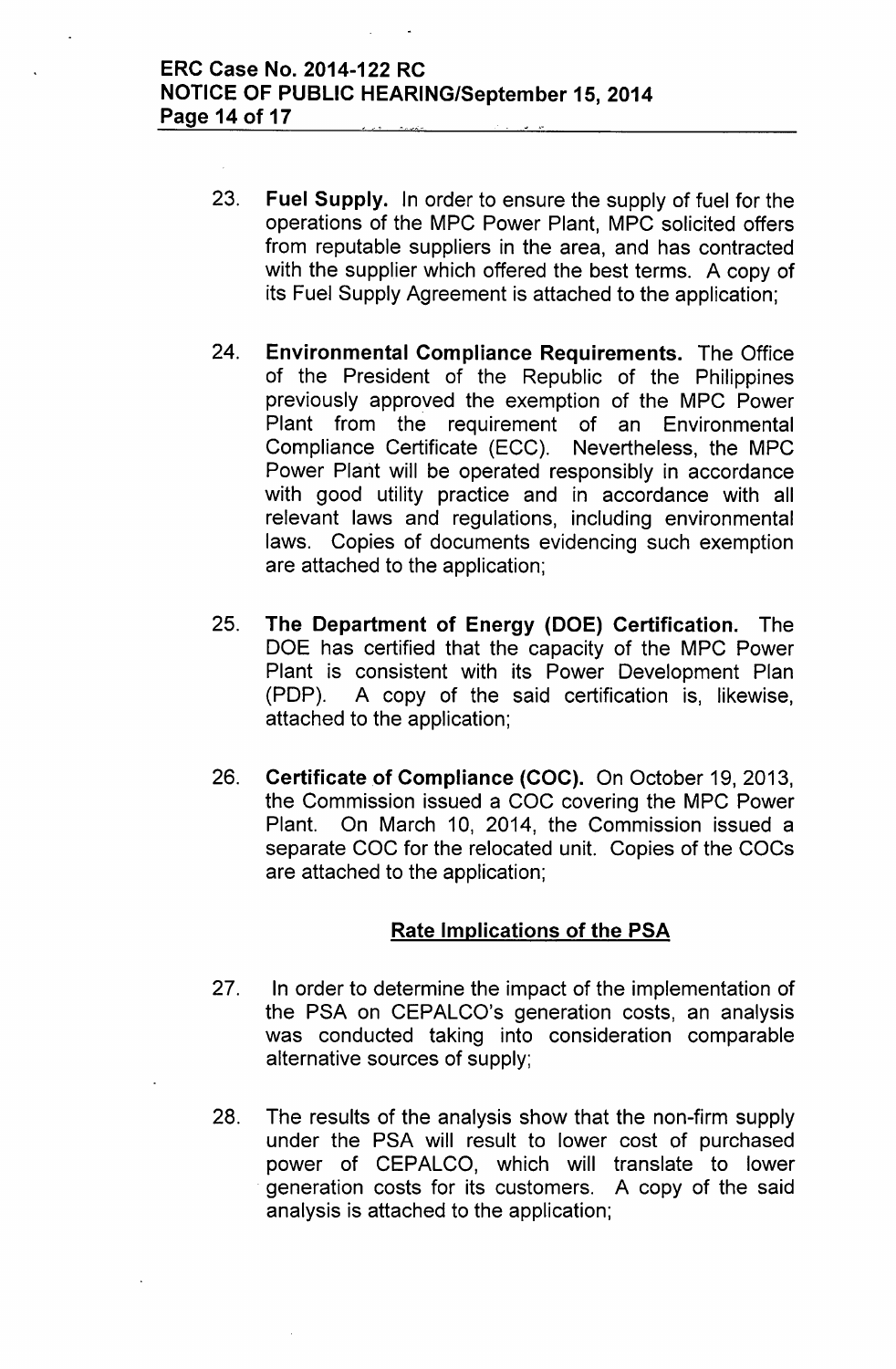23. **Fuel Supply.** In order to ensure the supply of fuel for the operations of the MPC Power Plant, MPC solicited offers from reputable suppliers in the area, and has contracted with the supplier which offered the best terms. A copy of its Fuel Supply Agreement is attached to the application;

24. **Environmental Compliance Requirements.** The Office of the President of the Republic of the Philippines previously approved the exemption of the MPC Power Plant from the requirement of an Environmental Compliance Certificate (ECC). Nevertheless, the MPC Power Plant will be operated responsibly in accordance with good utility practice and in accordance with all relevant laws and regulations, including environmental laws. Copies of documents evidencing such exemption are attached to the application;

25. **The Department of Energy (DOE) Certification.** The DOE has certified that the capacity of the MPC Power Plant is consistent with its Power Development Plan (PDP). A copy of the said certification is, likewise, attached to the application;

26. **Certificate of Compliance (COC).** On October 19, 2013, the Commission issued a COC covering the MPC Power Plant. On March 10, 2014, the Commission issued a separate COC for the relocated unit. Copies of the COCs are attached to the application;

## Rate Implications of the PSA

27. In order to determine the impact of the implementation of the PSA on CEPALCO's generation costs, an analysis was conducted taking into consideration comparable alternative sources of supply;

28. The results of the analysis show that the non-firm supply under the PSA will result to lower cost of purchased power of CEPALCO, which will translate to lower generation costs for its customers. A copy of the said analysis is attached to the application;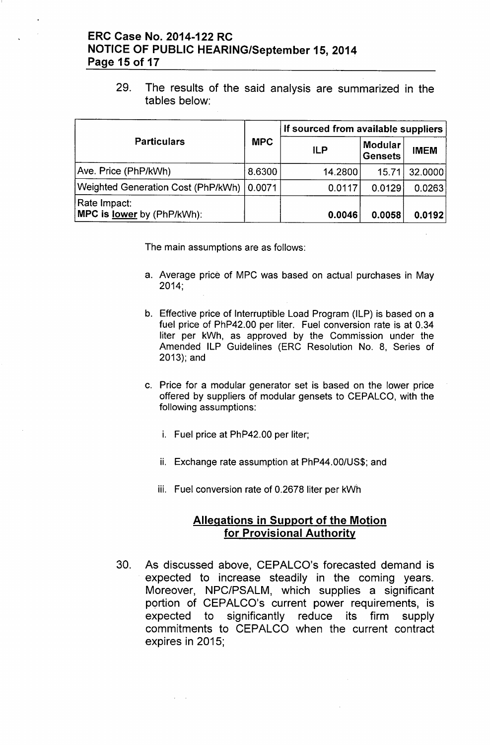29. The results of the said analysis are summarized in the tables below:

| Particulars | MPC | If sourced from available suppliers | | |
|---|---|---|---|---|
| | | ILP | Modular Gensets | IMEM |
| Ave. Price (PhP/kWh) | 8.6300 | 14.2800 | 15.71 | 32.0000 |
| Weighted Generation Cost (PhP/kWh) | 0.0071 | 0.0117 | 0.0129 | 0.0263 |
| Rate Impact: **MPC is <u>lower</u> by (PhP/kWh):** | | **0.0046** | **0.0058** | **0.0192** |

The main assumptions are as follows:

a. Average price of MPC was based on actual purchases in May 2014;

b. Effective price of Interruptible Load Program (ILP) is based on a fuel price of PhP42.00 per liter. Fuel conversion rate is at 0.34 liter per kWh, as approved by the Commission under the Amended ILP Guidelines (ERC Resolution No. 8, Series of 2013); and

c. Price for a modular generator set is based on the lower price offered by suppliers of modular gensets to CEPALCO, with the following assumptions:

   i. Fuel price at PhP42.00 per liter;

   ii. Exchange rate assumption at PhP44.00/US$; and

   iii. Fuel conversion rate of 0.2678 liter per kWh

## <u>Allegations in Support of the Motion for Provisional Authority</u>

30. As discussed above, CEPALCO's forecasted demand is expected to increase steadily in the coming years. Moreover, NPC/PSALM, which supplies a significant portion of CEPALCO's current power requirements, is expected to significantly reduce its firm supply commitments to CEPALCO when the current contract expires in 2015;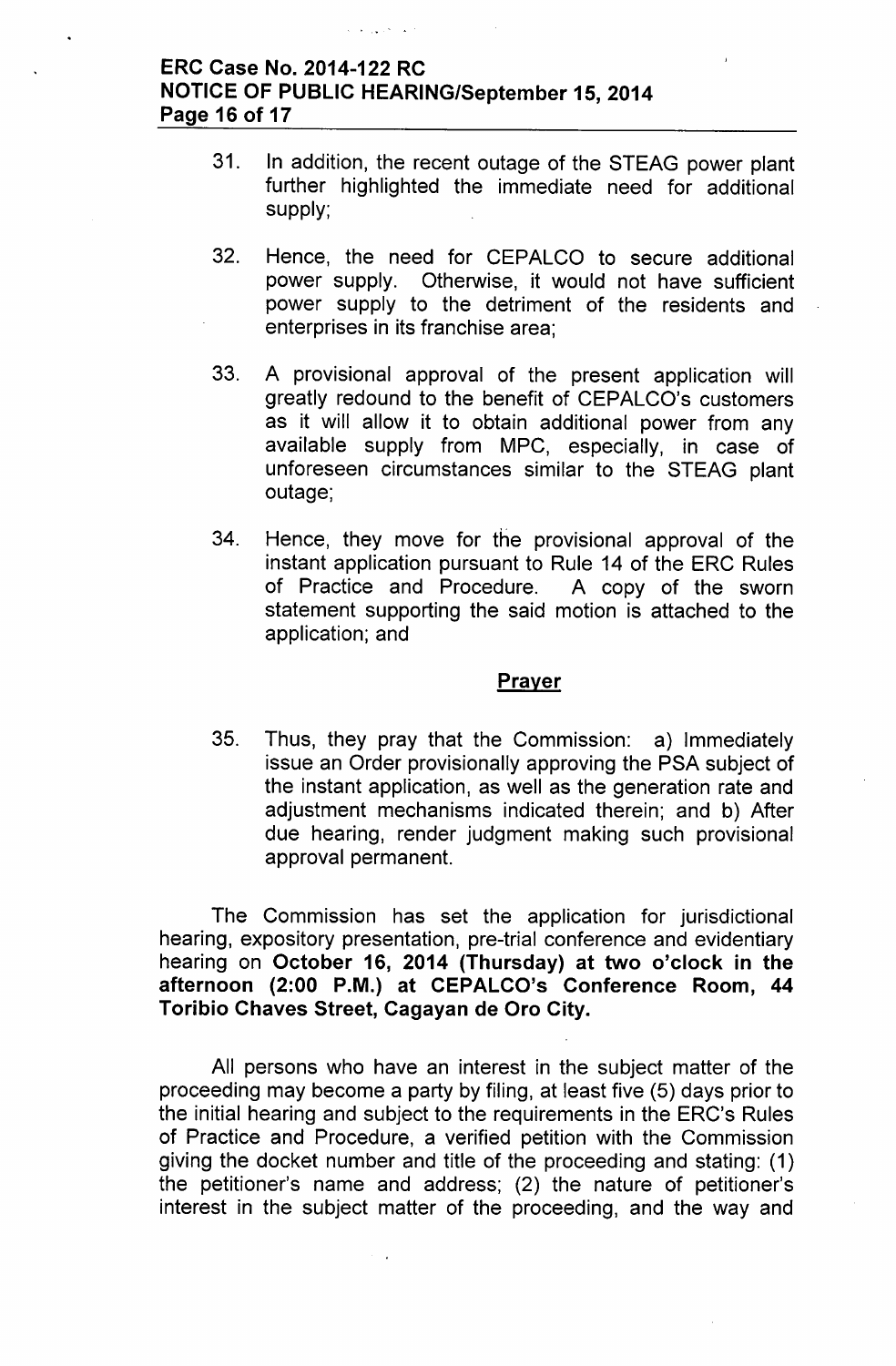31. In addition, the recent outage of the STEAG power plant further highlighted the immediate need for additional supply;

32. Hence, the need for CEPALCO to secure additional power supply. Otherwise, it would not have sufficient power supply to the detriment of the residents and enterprises in its franchise area;

33. A provisional approval of the present application will greatly redound to the benefit of CEPALCO's customers as it will allow it to obtain additional power from any available supply from MPC, especially, in case of unforeseen circumstances similar to the STEAG plant outage;

34. Hence, they move for the provisional approval of the instant application pursuant to Rule 14 of the ERC Rules of Practice and Procedure. A copy of the sworn statement supporting the said motion is attached to the application; and

## Prayer

35. Thus, they pray that the Commission: a) Immediately issue an Order provisionally approving the PSA subject of the instant application, as well as the generation rate and adjustment mechanisms indicated therein; and b) After due hearing, render judgment making such provisional approval permanent.

The Commission has set the application for jurisdictional hearing, expository presentation, pre-trial conference and evidentiary hearing on **October 16, 2014 (Thursday) at two o'clock in the afternoon (2:00 P.M.) at CEPALCO's Conference Room, 44 Toribio Chaves Street, Cagayan de Oro City.**

All persons who have an interest in the subject matter of the proceeding may become a party by filing, at least five (5) days prior to the initial hearing and subject to the requirements in the ERC's Rules of Practice and Procedure, a verified petition with the Commission giving the docket number and title of the proceeding and stating: (1) the petitioner's name and address; (2) the nature of petitioner's interest in the subject matter of the proceeding, and the way and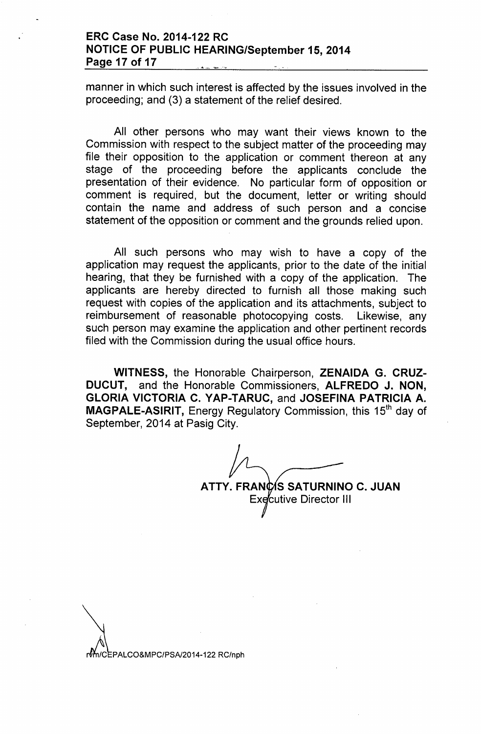manner in which such interest is affected by the issues involved in the proceeding; and (3) a statement of the relief desired.

All other persons who may want their views known to the Commission with respect to the subject matter of the proceeding may file their opposition to the application or comment thereon at any stage of the proceeding before the applicants conclude the presentation of their evidence. No particular form of opposition or comment is required, but the document, letter or writing should contain the name and address of such person and a concise statement of the opposition or comment and the grounds relied upon.

All such persons who may wish to have a copy of the application may request the applicants, prior to the date of the initial hearing, that they be furnished with a copy of the application. The applicants are hereby directed to furnish all those making such request with copies of the application and its attachments, subject to reimbursement of reasonable photocopying costs. Likewise, any such person may examine the application and other pertinent records filed with the Commission during the usual office hours.

**WITNESS,** the Honorable Chairperson, **ZENAIDA G. CRUZ-DUCUT,** and the Honorable Commissioners, **ALFREDO J. NON, GLORIA VICTORIA C. YAP-TARUC,** and **JOSEFINA PATRICIA A. MAGPALE-ASIRIT,** Energy Regulatory Commission, this 15th day of September, 2014 at Pasig City.

**ATTY. FRANCIS SATURNINO C. JUAN**
Executive Director III

nm/CEPALCO&MPC/PSA/2014-122 RC/nph